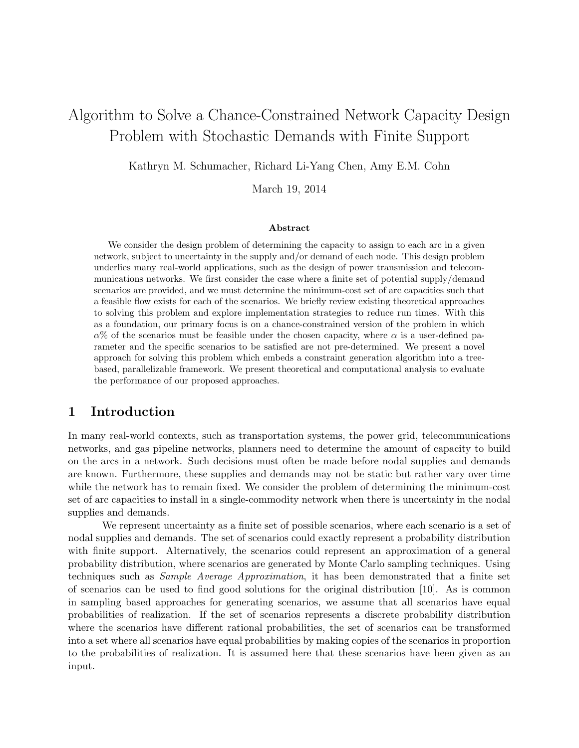# Algorithm to Solve a Chance-Constrained Network Capacity Design Problem with Stochastic Demands with Finite Support

Kathryn M. Schumacher, Richard Li-Yang Chen, Amy E.M. Cohn

March 19, 2014

### Abstract

We consider the design problem of determining the capacity to assign to each arc in a given network, subject to uncertainty in the supply and/or demand of each node. This design problem underlies many real-world applications, such as the design of power transmission and telecommunications networks. We first consider the case where a finite set of potential supply/demand scenarios are provided, and we must determine the minimum-cost set of arc capacities such that a feasible flow exists for each of the scenarios. We briefly review existing theoretical approaches to solving this problem and explore implementation strategies to reduce run times. With this as a foundation, our primary focus is on a chance-constrained version of the problem in which $\alpha$% of the scenarios must be feasible under the chosen capacity, where $\alpha$ is a user-defined parameter and the specific scenarios to be satisfied are not pre-determined. We present a novel approach for solving this problem which embeds a constraint generation algorithm into a tree-based, parallelizable framework. We present theoretical and computational analysis to evaluate the performance of our proposed approaches.

## 1 Introduction

In many real-world contexts, such as transportation systems, the power grid, telecommunications networks, and gas pipeline networks, planners need to determine the amount of capacity to build on the arcs in a network. Such decisions must often be made before nodal supplies and demands are known. Furthermore, these supplies and demands may not be static but rather vary over time while the network has to remain fixed. We consider the problem of determining the minimum-cost set of arc capacities to install in a single-commodity network when there is uncertainty in the nodal supplies and demands.

We represent uncertainty as a finite set of possible scenarios, where each scenario is a set of nodal supplies and demands. The set of scenarios could exactly represent a probability distribution with finite support. Alternatively, the scenarios could represent an approximation of a general probability distribution, where scenarios are generated by Monte Carlo sampling techniques. Using techniques such as *Sample Average Approximation*, it has been demonstrated that a finite set of scenarios can be used to find good solutions for the original distribution [10]. As is common in sampling based approaches for generating scenarios, we assume that all scenarios have equal probabilities of realization. If the set of scenarios represents a discrete probability distribution where the scenarios have different rational probabilities, the set of scenarios can be transformed into a set where all scenarios have equal probabilities by making copies of the scenarios in proportion to the probabilities of realization. It is assumed here that these scenarios have been given as an input.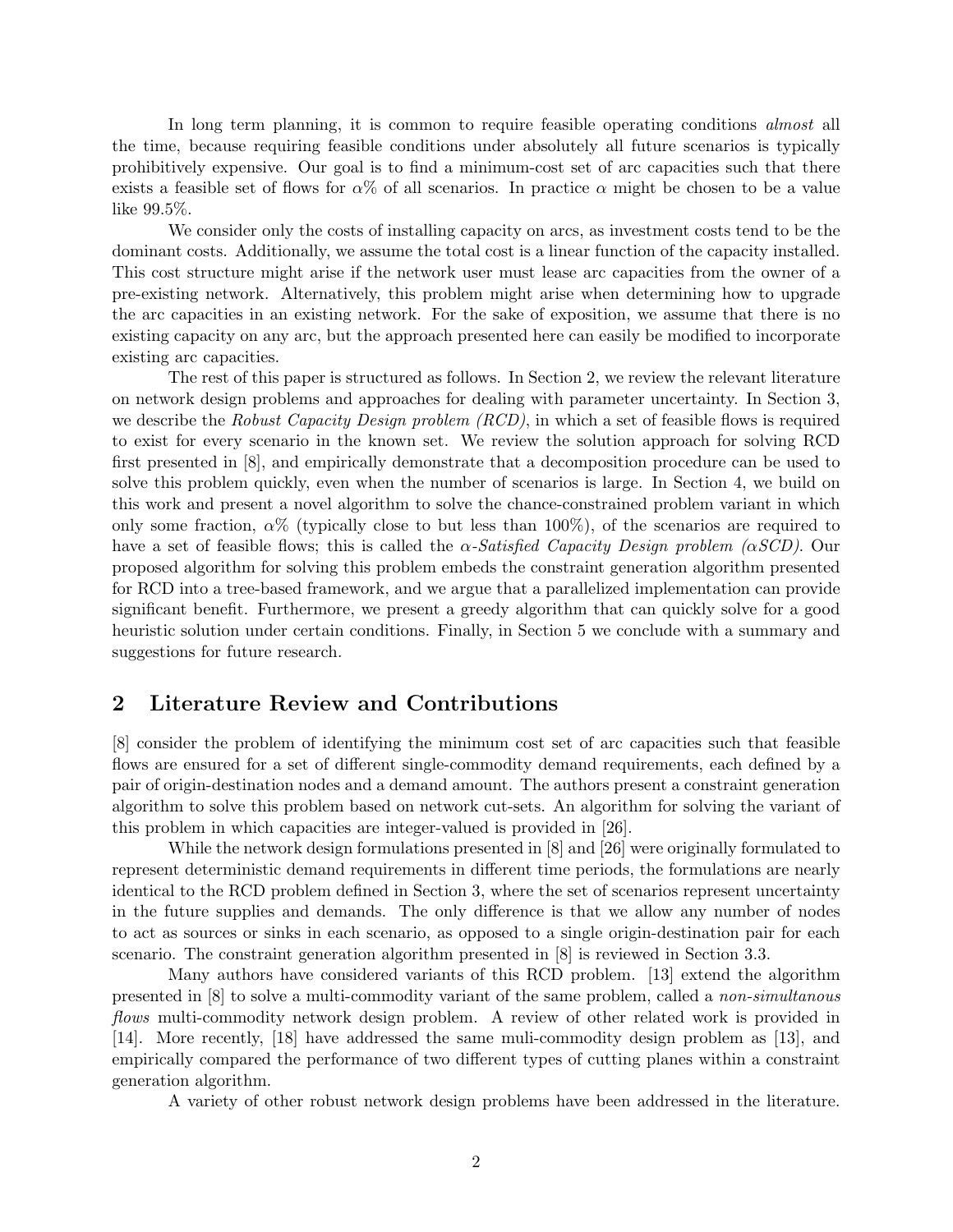In long term planning, it is common to require feasible operating conditions *almost* all the time, because requiring feasible conditions under absolutely all future scenarios is typically prohibitively expensive. Our goal is to find a minimum-cost set of arc capacities such that there exists a feasible set of flows for $\alpha\%$ of all scenarios. In practice $\alpha$ might be chosen to be a value like 99.5%.

We consider only the costs of installing capacity on arcs, as investment costs tend to be the dominant costs. Additionally, we assume the total cost is a linear function of the capacity installed. This cost structure might arise if the network user must lease arc capacities from the owner of a pre-existing network. Alternatively, this problem might arise when determining how to upgrade the arc capacities in an existing network. For the sake of exposition, we assume that there is no existing capacity on any arc, but the approach presented here can easily be modified to incorporate existing arc capacities.

The rest of this paper is structured as follows. In Section 2, we review the relevant literature on network design problems and approaches for dealing with parameter uncertainty. In Section 3, we describe the *Robust Capacity Design problem (RCD)*, in which a set of feasible flows is required to exist for every scenario in the known set. We review the solution approach for solving RCD first presented in [8], and empirically demonstrate that a decomposition procedure can be used to solve this problem quickly, even when the number of scenarios is large. In Section 4, we build on this work and present a novel algorithm to solve the chance-constrained problem variant in which only some fraction, $\alpha\%$ (typically close to but less than 100%), of the scenarios are required to have a set of feasible flows; this is called the *$\alpha$-Satisfied Capacity Design problem ($\alpha$SCD)*. Our proposed algorithm for solving this problem embeds the constraint generation algorithm presented for RCD into a tree-based framework, and we argue that a parallelized implementation can provide significant benefit. Furthermore, we present a greedy algorithm that can quickly solve for a good heuristic solution under certain conditions. Finally, in Section 5 we conclude with a summary and suggestions for future research.

## 2 Literature Review and Contributions

[8] consider the problem of identifying the minimum cost set of arc capacities such that feasible flows are ensured for a set of different single-commodity demand requirements, each defined by a pair of origin-destination nodes and a demand amount. The authors present a constraint generation algorithm to solve this problem based on network cut-sets. An algorithm for solving the variant of this problem in which capacities are integer-valued is provided in [26].

While the network design formulations presented in [8] and [26] were originally formulated to represent deterministic demand requirements in different time periods, the formulations are nearly identical to the RCD problem defined in Section 3, where the set of scenarios represent uncertainty in the future supplies and demands. The only difference is that we allow any number of nodes to act as sources or sinks in each scenario, as opposed to a single origin-destination pair for each scenario. The constraint generation algorithm presented in [8] is reviewed in Section 3.3.

Many authors have considered variants of this RCD problem. [13] extend the algorithm presented in [8] to solve a multi-commodity variant of the same problem, called a *non-simultanous flows* multi-commodity network design problem. A review of other related work is provided in [14]. More recently, [18] have addressed the same muli-commodity design problem as [13], and empirically compared the performance of two different types of cutting planes within a constraint generation algorithm.

A variety of other robust network design problems have been addressed in the literature.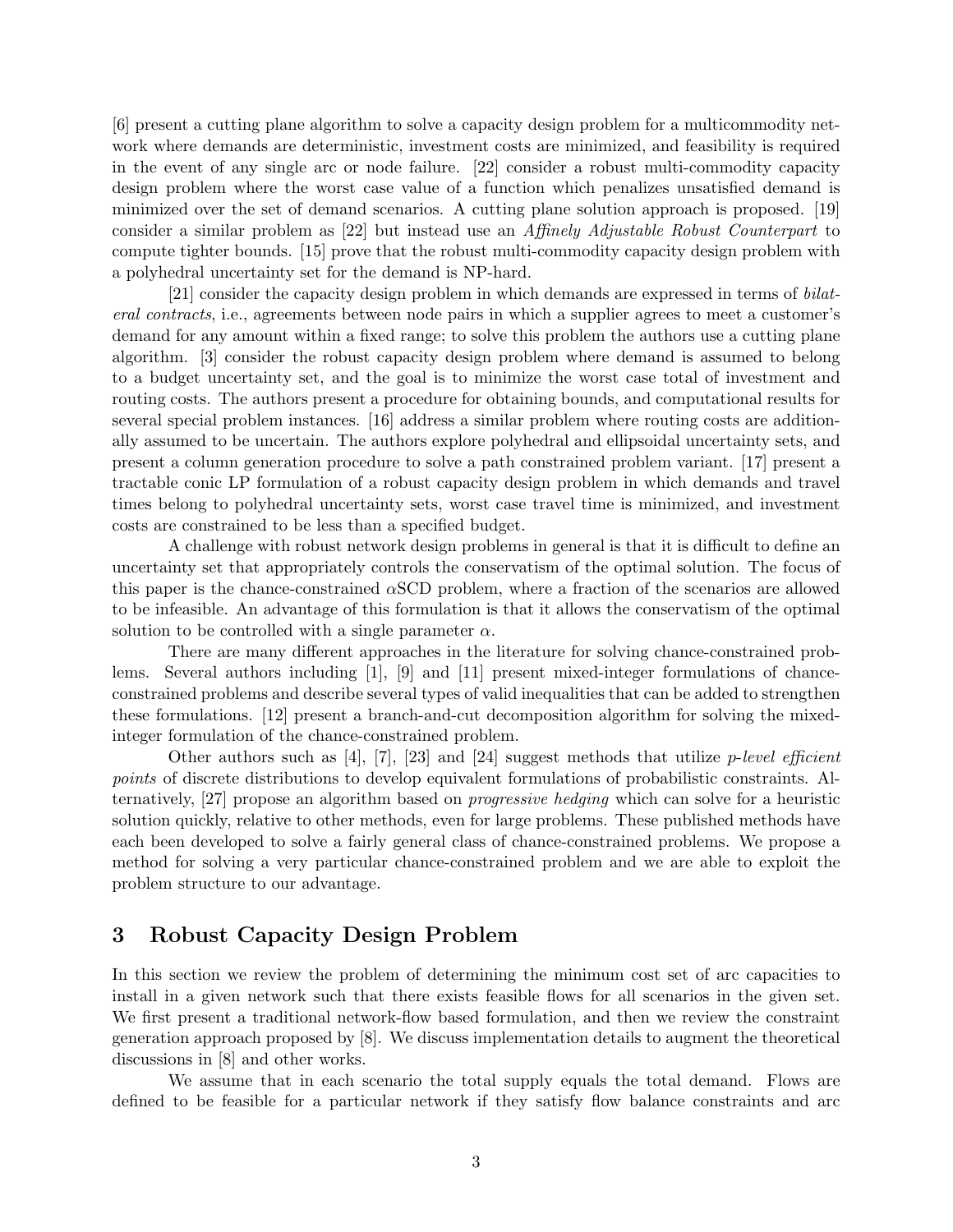[6] present a cutting plane algorithm to solve a capacity design problem for a multicommodity network where demands are deterministic, investment costs are minimized, and feasibility is required in the event of any single arc or node failure. [22] consider a robust multi-commodity capacity design problem where the worst case value of a function which penalizes unsatisfied demand is minimized over the set of demand scenarios. A cutting plane solution approach is proposed. [19] consider a similar problem as [22] but instead use an *Affinely Adjustable Robust Counterpart* to compute tighter bounds. [15] prove that the robust multi-commodity capacity design problem with a polyhedral uncertainty set for the demand is NP-hard.

[21] consider the capacity design problem in which demands are expressed in terms of *bilateral contracts*, i.e., agreements between node pairs in which a supplier agrees to meet a customer's demand for any amount within a fixed range; to solve this problem the authors use a cutting plane algorithm. [3] consider the robust capacity design problem where demand is assumed to belong to a budget uncertainty set, and the goal is to minimize the worst case total of investment and routing costs. The authors present a procedure for obtaining bounds, and computational results for several special problem instances. [16] address a similar problem where routing costs are additionally assumed to be uncertain. The authors explore polyhedral and ellipsoidal uncertainty sets, and present a column generation procedure to solve a path constrained problem variant. [17] present a tractable conic LP formulation of a robust capacity design problem in which demands and travel times belong to polyhedral uncertainty sets, worst case travel time is minimized, and investment costs are constrained to be less than a specified budget.

A challenge with robust network design problems in general is that it is difficult to define an uncertainty set that appropriately controls the conservatism of the optimal solution. The focus of this paper is the chance-constrained $\alpha$SCD problem, where a fraction of the scenarios are allowed to be infeasible. An advantage of this formulation is that it allows the conservatism of the optimal solution to be controlled with a single parameter $\alpha$.

There are many different approaches in the literature for solving chance-constrained problems. Several authors including [1], [9] and [11] present mixed-integer formulations of chance-constrained problems and describe several types of valid inequalities that can be added to strengthen these formulations. [12] present a branch-and-cut decomposition algorithm for solving the mixed-integer formulation of the chance-constrained problem.

Other authors such as [4], [7], [23] and [24] suggest methods that utilize *p-level efficient points* of discrete distributions to develop equivalent formulations of probabilistic constraints. Alternatively, [27] propose an algorithm based on *progressive hedging* which can solve for a heuristic solution quickly, relative to other methods, even for large problems. These published methods have each been developed to solve a fairly general class of chance-constrained problems. We propose a method for solving a very particular chance-constrained problem and we are able to exploit the problem structure to our advantage.

## 3 Robust Capacity Design Problem

In this section we review the problem of determining the minimum cost set of arc capacities to install in a given network such that there exists feasible flows for all scenarios in the given set. We first present a traditional network-flow based formulation, and then we review the constraint generation approach proposed by [8]. We discuss implementation details to augment the theoretical discussions in [8] and other works.

We assume that in each scenario the total supply equals the total demand. Flows are defined to be feasible for a particular network if they satisfy flow balance constraints and arc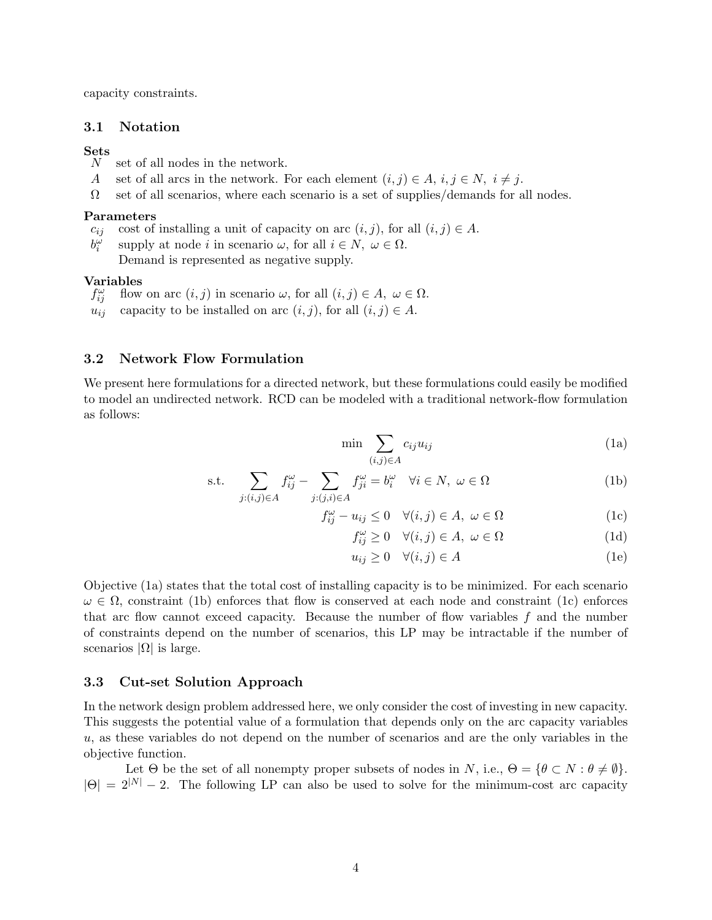capacity constraints.

### 3.1 Notation

**Sets**

- $N$ set of all nodes in the network.
- $A$ set of all arcs in the network. For each element $(i,j) \in A,\ i,j \in N,\ i \neq j$.
- $\Omega$ set of all scenarios, where each scenario is a set of supplies/demands for all nodes.

**Parameters**

- $c_{ij}$ cost of installing a unit of capacity on arc $(i,j)$, for all $(i,j) \in A$.
- $b_i^\omega$ supply at node $i$ in scenario $\omega$, for all $i \in N,\ \omega \in \Omega$.
  Demand is represented as negative supply.

**Variables**

- $f_{ij}^\omega$ flow on arc $(i,j)$ in scenario $\omega$, for all $(i,j) \in A,\ \omega \in \Omega$.
- $u_{ij}$ capacity to be installed on arc $(i,j)$, for all $(i,j) \in A$.

### 3.2 Network Flow Formulation

We present here formulations for a directed network, but these formulations could easily be modified to model an undirected network. RCD can be modeled with a traditional network-flow formulation as follows:

$$\min \sum_{(i,j)\in A} c_{ij} u_{ij} \tag{1a}$$

$$\text{s.t.} \quad \sum_{j:(i,j)\in A} f_{ij}^\omega - \sum_{j:(j,i)\in A} f_{ji}^\omega = b_i^\omega \quad \forall i \in N,\ \omega \in \Omega \tag{1b}$$

$$f_{ij}^\omega - u_{ij} \leq 0 \quad \forall (i,j) \in A,\ \omega \in \Omega \tag{1c}$$

$$f_{ij}^\omega \geq 0 \quad \forall (i,j) \in A,\ \omega \in \Omega \tag{1d}$$

$$u_{ij} \geq 0 \quad \forall (i,j) \in A \tag{1e}$$

Objective (1a) states that the total cost of installing capacity is to be minimized. For each scenario $\omega \in \Omega$, constraint (1b) enforces that flow is conserved at each node and constraint (1c) enforces that arc flow cannot exceed capacity. Because the number of flow variables $f$ and the number of constraints depend on the number of scenarios, this LP may be intractable if the number of scenarios $|\Omega|$ is large.

### 3.3 Cut-set Solution Approach

In the network design problem addressed here, we only consider the cost of investing in new capacity. This suggests the potential value of a formulation that depends only on the arc capacity variables $u$, as these variables do not depend on the number of scenarios and are the only variables in the objective function.

Let $\Theta$ be the set of all nonempty proper subsets of nodes in $N$, i.e., $\Theta = \{\theta \subset N : \theta \neq \emptyset\}$. $|\Theta| = 2^{|N|} - 2$. The following LP can also be used to solve for the minimum-cost arc capacity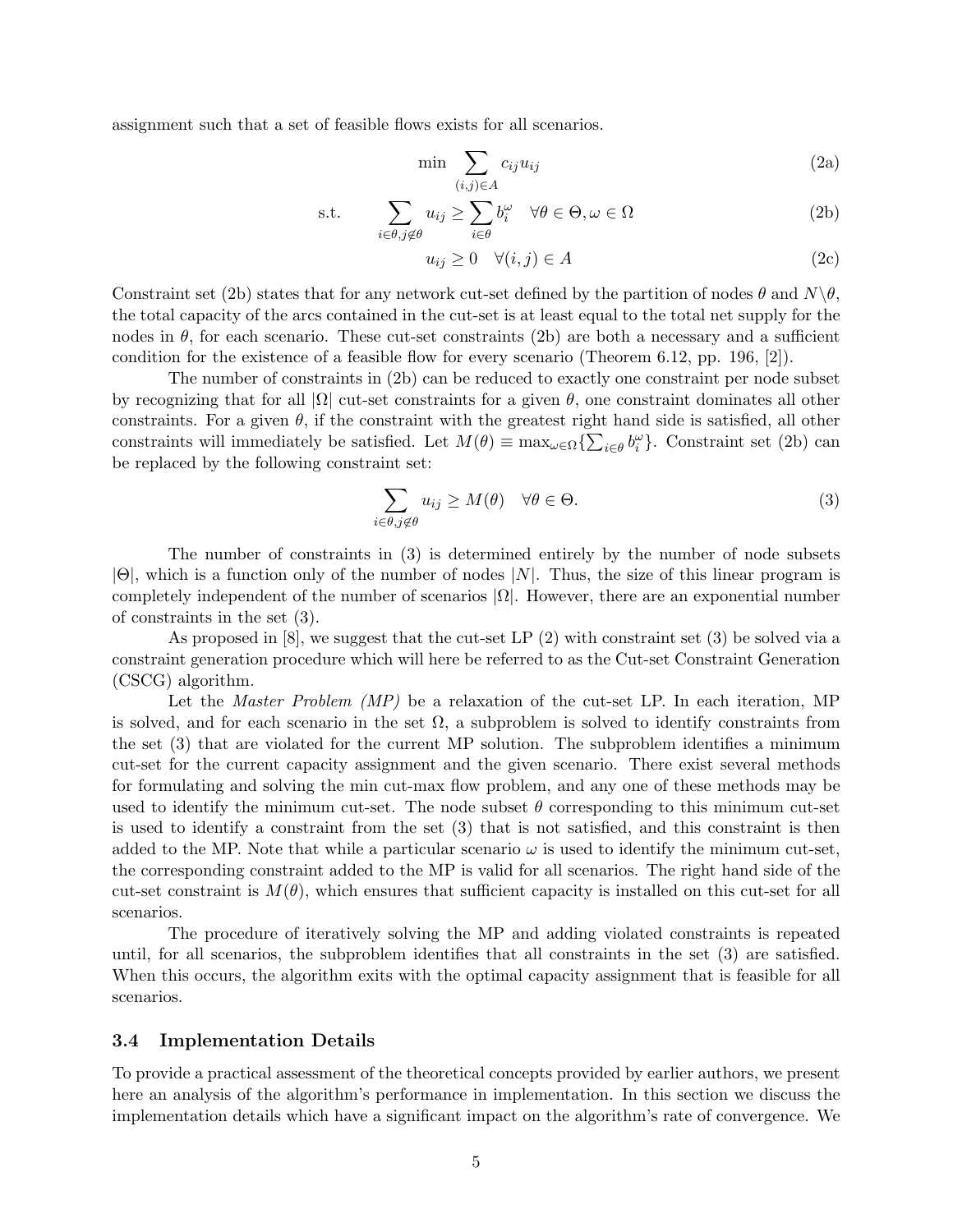assignment such that a set of feasible flows exists for all scenarios.

$$\min \sum_{(i,j)\in A} c_{ij} u_{ij} \tag{2a}$$

$$\text{s.t.} \qquad \sum_{i\in\theta, j\notin\theta} u_{ij} \geq \sum_{i\in\theta} b_i^\omega \quad \forall \theta \in \Theta, \omega \in \Omega \tag{2b}$$

$$u_{ij} \geq 0 \quad \forall (i,j) \in A \tag{2c}$$

Constraint set (2b) states that for any network cut-set defined by the partition of nodes $\theta$ and $N\backslash\theta$, the total capacity of the arcs contained in the cut-set is at least equal to the total net supply for the nodes in $\theta$, for each scenario. These cut-set constraints (2b) are both a necessary and a sufficient condition for the existence of a feasible flow for every scenario (Theorem 6.12, pp. 196, [2]).

The number of constraints in (2b) can be reduced to exactly one constraint per node subset by recognizing that for all $|\Omega|$ cut-set constraints for a given $\theta$, one constraint dominates all other constraints. For a given $\theta$, if the constraint with the greatest right hand side is satisfied, all other constraints will immediately be satisfied. Let $M(\theta) \equiv \max_{\omega\in\Omega}\{\sum_{i\in\theta} b_i^\omega\}$. Constraint set (2b) can be replaced by the following constraint set:

$$\sum_{i\in\theta, j\notin\theta} u_{ij} \geq M(\theta) \quad \forall \theta \in \Theta. \tag{3}$$

The number of constraints in (3) is determined entirely by the number of node subsets $|\Theta|$, which is a function only of the number of nodes $|N|$. Thus, the size of this linear program is completely independent of the number of scenarios $|\Omega|$. However, there are an exponential number of constraints in the set (3).

As proposed in [8], we suggest that the cut-set LP (2) with constraint set (3) be solved via a constraint generation procedure which will here be referred to as the Cut-set Constraint Generation (CSCG) algorithm.

Let the *Master Problem (MP)* be a relaxation of the cut-set LP. In each iteration, MP is solved, and for each scenario in the set $\Omega$, a subproblem is solved to identify constraints from the set (3) that are violated for the current MP solution. The subproblem identifies a minimum cut-set for the current capacity assignment and the given scenario. There exist several methods for formulating and solving the min cut-max flow problem, and any one of these methods may be used to identify the minimum cut-set. The node subset $\theta$ corresponding to this minimum cut-set is used to identify a constraint from the set (3) that is not satisfied, and this constraint is then added to the MP. Note that while a particular scenario $\omega$ is used to identify the minimum cut-set, the corresponding constraint added to the MP is valid for all scenarios. The right hand side of the cut-set constraint is $M(\theta)$, which ensures that sufficient capacity is installed on this cut-set for all scenarios.

The procedure of iteratively solving the MP and adding violated constraints is repeated until, for all scenarios, the subproblem identifies that all constraints in the set (3) are satisfied. When this occurs, the algorithm exits with the optimal capacity assignment that is feasible for all scenarios.

### 3.4 Implementation Details

To provide a practical assessment of the theoretical concepts provided by earlier authors, we present here an analysis of the algorithm's performance in implementation. In this section we discuss the implementation details which have a significant impact on the algorithm's rate of convergence. We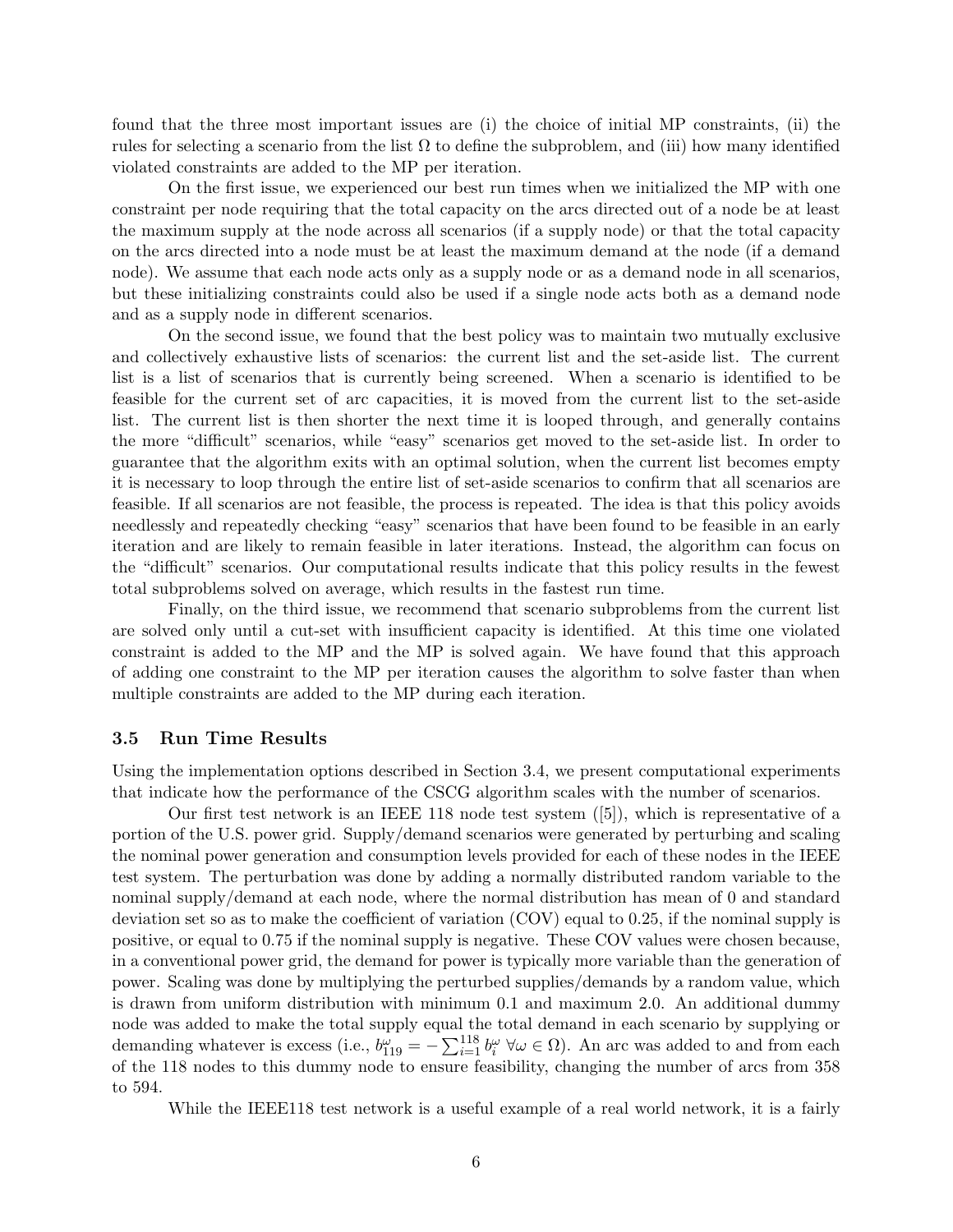found that the three most important issues are (i) the choice of initial MP constraints, (ii) the rules for selecting a scenario from the list $\Omega$ to define the subproblem, and (iii) how many identified violated constraints are added to the MP per iteration.

On the first issue, we experienced our best run times when we initialized the MP with one constraint per node requiring that the total capacity on the arcs directed out of a node be at least the maximum supply at the node across all scenarios (if a supply node) or that the total capacity on the arcs directed into a node must be at least the maximum demand at the node (if a demand node). We assume that each node acts only as a supply node or as a demand node in all scenarios, but these initializing constraints could also be used if a single node acts both as a demand node and as a supply node in different scenarios.

On the second issue, we found that the best policy was to maintain two mutually exclusive and collectively exhaustive lists of scenarios: the current list and the set-aside list. The current list is a list of scenarios that is currently being screened. When a scenario is identified to be feasible for the current set of arc capacities, it is moved from the current list to the set-aside list. The current list is then shorter the next time it is looped through, and generally contains the more "difficult" scenarios, while "easy" scenarios get moved to the set-aside list. In order to guarantee that the algorithm exits with an optimal solution, when the current list becomes empty it is necessary to loop through the entire list of set-aside scenarios to confirm that all scenarios are feasible. If all scenarios are not feasible, the process is repeated. The idea is that this policy avoids needlessly and repeatedly checking "easy" scenarios that have been found to be feasible in an early iteration and are likely to remain feasible in later iterations. Instead, the algorithm can focus on the "difficult" scenarios. Our computational results indicate that this policy results in the fewest total subproblems solved on average, which results in the fastest run time.

Finally, on the third issue, we recommend that scenario subproblems from the current list are solved only until a cut-set with insufficient capacity is identified. At this time one violated constraint is added to the MP and the MP is solved again. We have found that this approach of adding one constraint to the MP per iteration causes the algorithm to solve faster than when multiple constraints are added to the MP during each iteration.

### 3.5 Run Time Results

Using the implementation options described in Section 3.4, we present computational experiments that indicate how the performance of the CSCG algorithm scales with the number of scenarios.

Our first test network is an IEEE 118 node test system ([5]), which is representative of a portion of the U.S. power grid. Supply/demand scenarios were generated by perturbing and scaling the nominal power generation and consumption levels provided for each of these nodes in the IEEE test system. The perturbation was done by adding a normally distributed random variable to the nominal supply/demand at each node, where the normal distribution has mean of 0 and standard deviation set so as to make the coefficient of variation (COV) equal to 0.25, if the nominal supply is positive, or equal to 0.75 if the nominal supply is negative. These COV values were chosen because, in a conventional power grid, the demand for power is typically more variable than the generation of power. Scaling was done by multiplying the perturbed supplies/demands by a random value, which is drawn from uniform distribution with minimum 0.1 and maximum 2.0. An additional dummy node was added to make the total supply equal the total demand in each scenario by supplying or demanding whatever is excess (i.e., $b^{\omega}_{119} = -\sum_{i=1}^{118} b^{\omega}_i \ \forall \omega \in \Omega$). An arc was added to and from each of the 118 nodes to this dummy node to ensure feasibility, changing the number of arcs from 358 to 594.

While the IEEE118 test network is a useful example of a real world network, it is a fairly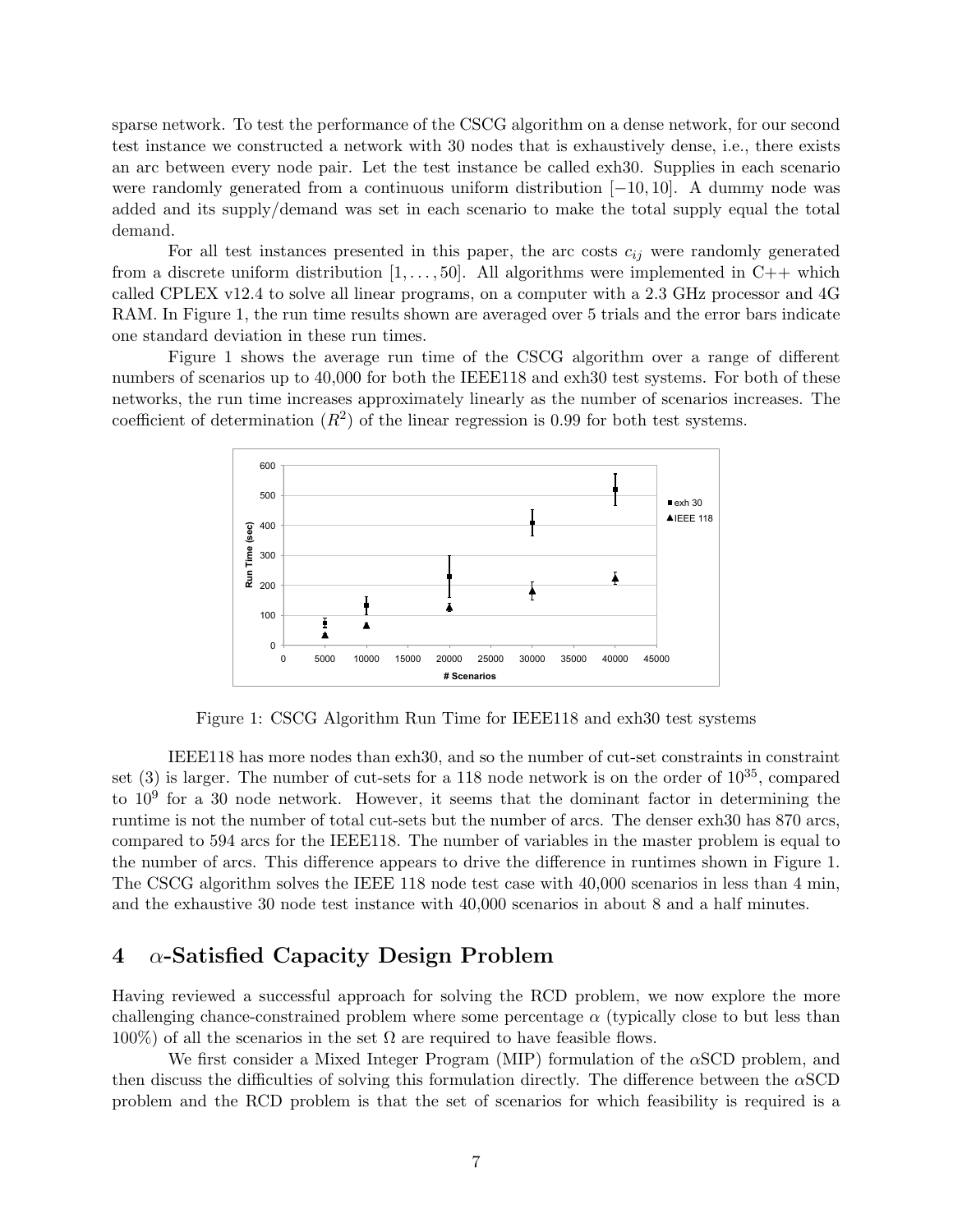sparse network. To test the performance of the CSCG algorithm on a dense network, for our second test instance we constructed a network with 30 nodes that is exhaustively dense, i.e., there exists an arc between every node pair. Let the test instance be called exh30. Supplies in each scenario were randomly generated from a continuous uniform distribution $[-10, 10]$. A dummy node was added and its supply/demand was set in each scenario to make the total supply equal the total demand.

For all test instances presented in this paper, the arc costs $c_{ij}$ were randomly generated from a discrete uniform distribution $[1, \ldots, 50]$. All algorithms were implemented in C++ which called CPLEX v12.4 to solve all linear programs, on a computer with a 2.3 GHz processor and 4G RAM. In Figure 1, the run time results shown are averaged over 5 trials and the error bars indicate one standard deviation in these run times.

Figure 1 shows the average run time of the CSCG algorithm over a range of different numbers of scenarios up to 40,000 for both the IEEE118 and exh30 test systems. For both of these networks, the run time increases approximately linearly as the number of scenarios increases. The coefficient of determination ($R^2$) of the linear regression is 0.99 for both test systems.

Figure 1: CSCG Algorithm Run Time for IEEE118 and exh30 test systems

IEEE118 has more nodes than exh30, and so the number of cut-set constraints in constraint set (3) is larger. The number of cut-sets for a 118 node network is on the order of $10^{35}$, compared to $10^9$ for a 30 node network. However, it seems that the dominant factor in determining the runtime is not the number of total cut-sets but the number of arcs. The denser exh30 has 870 arcs, compared to 594 arcs for the IEEE118. The number of variables in the master problem is equal to the number of arcs. This difference appears to drive the difference in runtimes shown in Figure 1. The CSCG algorithm solves the IEEE 118 node test case with 40,000 scenarios in less than 4 min, and the exhaustive 30 node test instance with 40,000 scenarios in about 8 and a half minutes.

## 4 $\alpha$-Satisfied Capacity Design Problem

Having reviewed a successful approach for solving the RCD problem, we now explore the more challenging chance-constrained problem where some percentage $\alpha$ (typically close to but less than 100%) of all the scenarios in the set $\Omega$ are required to have feasible flows.

We first consider a Mixed Integer Program (MIP) formulation of the $\alpha$SCD problem, and then discuss the difficulties of solving this formulation directly. The difference between the $\alpha$SCD problem and the RCD problem is that the set of scenarios for which feasibility is required is a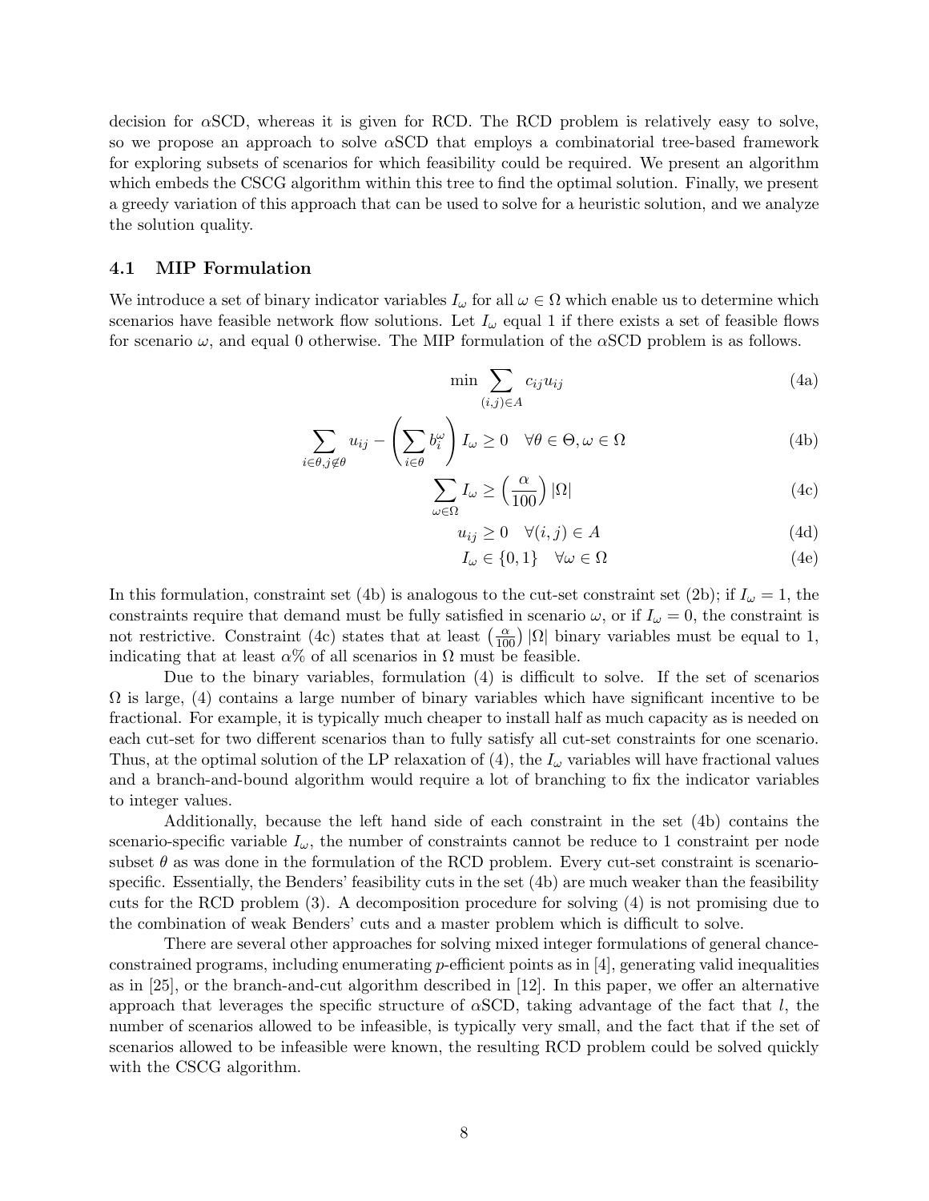decision for $\alpha$SCD, whereas it is given for RCD. The RCD problem is relatively easy to solve, so we propose an approach to solve $\alpha$SCD that employs a combinatorial tree-based framework for exploring subsets of scenarios for which feasibility could be required. We present an algorithm which embeds the CSCG algorithm within this tree to find the optimal solution. Finally, we present a greedy variation of this approach that can be used to solve for a heuristic solution, and we analyze the solution quality.

### 4.1 MIP Formulation

We introduce a set of binary indicator variables $I_\omega$ for all $\omega \in \Omega$ which enable us to determine which scenarios have feasible network flow solutions. Let $I_\omega$ equal 1 if there exists a set of feasible flows for scenario $\omega$, and equal 0 otherwise. The MIP formulation of the $\alpha$SCD problem is as follows.

$$\min \sum_{(i,j)\in A} c_{ij} u_{ij} \tag{4a}$$

$$\sum_{i\in\theta, j\notin\theta} u_{ij} - \left(\sum_{i\in\theta} b_i^\omega\right) I_\omega \geq 0 \quad \forall \theta \in \Theta, \omega \in \Omega \tag{4b}$$

$$\sum_{\omega\in\Omega} I_\omega \geq \left(\frac{\alpha}{100}\right) |\Omega| \tag{4c}$$

$$u_{ij} \geq 0 \quad \forall (i,j) \in A \tag{4d}$$

$$I_\omega \in \{0,1\} \quad \forall \omega \in \Omega \tag{4e}$$

In this formulation, constraint set (4b) is analogous to the cut-set constraint set (2b); if $I_\omega = 1$, the constraints require that demand must be fully satisfied in scenario $\omega$, or if $I_\omega = 0$, the constraint is not restrictive. Constraint (4c) states that at least $\left(\frac{\alpha}{100}\right)|\Omega|$ binary variables must be equal to 1, indicating that at least $\alpha$% of all scenarios in $\Omega$ must be feasible.

Due to the binary variables, formulation (4) is difficult to solve. If the set of scenarios $\Omega$ is large, (4) contains a large number of binary variables which have significant incentive to be fractional. For example, it is typically much cheaper to install half as much capacity as is needed on each cut-set for two different scenarios than to fully satisfy all cut-set constraints for one scenario. Thus, at the optimal solution of the LP relaxation of (4), the $I_\omega$ variables will have fractional values and a branch-and-bound algorithm would require a lot of branching to fix the indicator variables to integer values.

Additionally, because the left hand side of each constraint in the set (4b) contains the scenario-specific variable $I_\omega$, the number of constraints cannot be reduce to 1 constraint per node subset $\theta$ as was done in the formulation of the RCD problem. Every cut-set constraint is scenario-specific. Essentially, the Benders' feasibility cuts in the set (4b) are much weaker than the feasibility cuts for the RCD problem (3). A decomposition procedure for solving (4) is not promising due to the combination of weak Benders' cuts and a master problem which is difficult to solve.

There are several other approaches for solving mixed integer formulations of general chance-constrained programs, including enumerating $p$-efficient points as in [4], generating valid inequalities as in [25], or the branch-and-cut algorithm described in [12]. In this paper, we offer an alternative approach that leverages the specific structure of $\alpha$SCD, taking advantage of the fact that $l$, the number of scenarios allowed to be infeasible, is typically very small, and the fact that if the set of scenarios allowed to be infeasible were known, the resulting RCD problem could be solved quickly with the CSCG algorithm.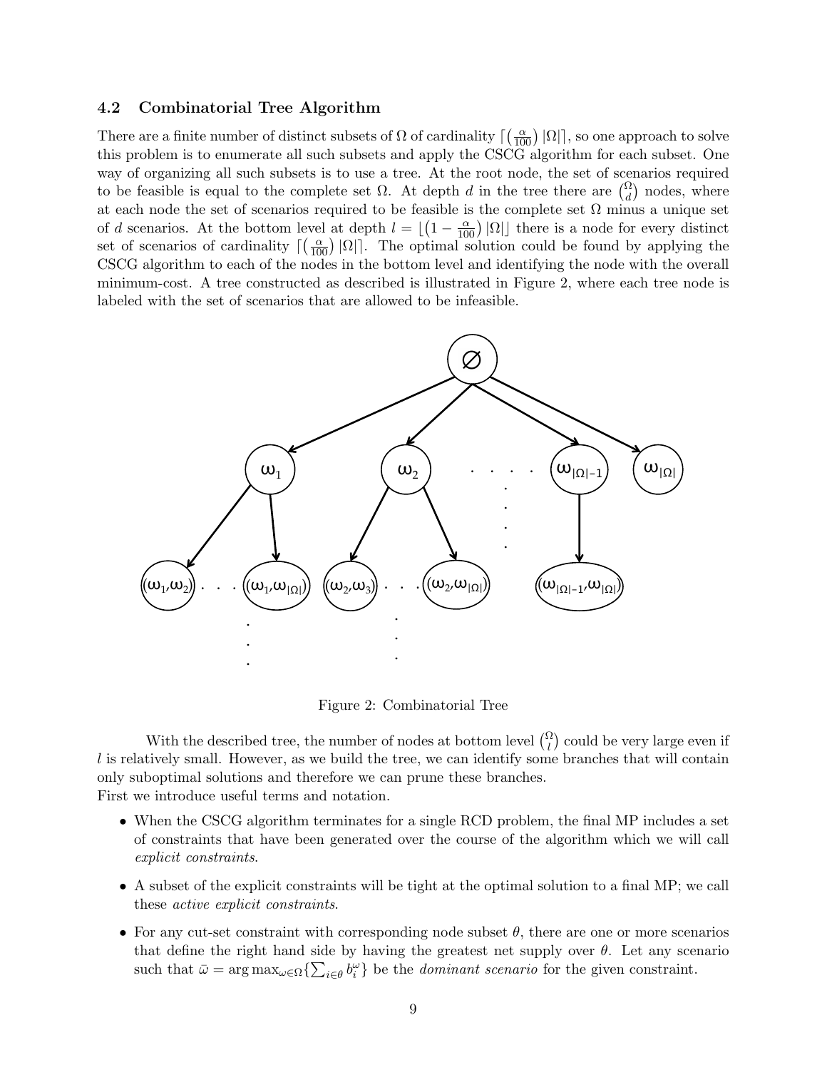### 4.2 Combinatorial Tree Algorithm

There are a finite number of distinct subsets of $\Omega$ of cardinality $\lceil \left(\frac{\alpha}{100}\right) |\Omega| \rceil$, so one approach to solve this problem is to enumerate all such subsets and apply the CSCG algorithm for each subset. One way of organizing all such subsets is to use a tree. At the root node, the set of scenarios required to be feasible is equal to the complete set $\Omega$. At depth $d$ in the tree there are $\binom{\Omega}{d}$ nodes, where at each node the set of scenarios required to be feasible is the complete set $\Omega$ minus a unique set of $d$ scenarios. At the bottom level at depth $l = \lfloor \left(1 - \frac{\alpha}{100}\right) |\Omega| \rfloor$ there is a node for every distinct set of scenarios of cardinality $\lceil \left(\frac{\alpha}{100}\right) |\Omega| \rceil$. The optimal solution could be found by applying the CSCG algorithm to each of the nodes in the bottom level and identifying the node with the overall minimum-cost. A tree constructed as described is illustrated in Figure 2, where each tree node is labeled with the set of scenarios that are allowed to be infeasible.

Figure 2: Combinatorial Tree

With the described tree, the number of nodes at bottom level $\binom{\Omega}{l}$ could be very large even if $l$ is relatively small. However, as we build the tree, we can identify some branches that will contain only suboptimal solutions and therefore we can prune these branches.
First we introduce useful terms and notation.

- When the CSCG algorithm terminates for a single RCD problem, the final MP includes a set of constraints that have been generated over the course of the algorithm which we will call *explicit constraints*.
- A subset of the explicit constraints will be tight at the optimal solution to a final MP; we call these *active explicit constraints*.
- For any cut-set constraint with corresponding node subset $\theta$, there are one or more scenarios that define the right hand side by having the greatest net supply over $\theta$. Let any scenario such that $\bar{\omega} = \arg\max_{\omega \in \Omega} \{\sum_{i \in \theta} b_i^{\omega}\}$ be the *dominant scenario* for the given constraint.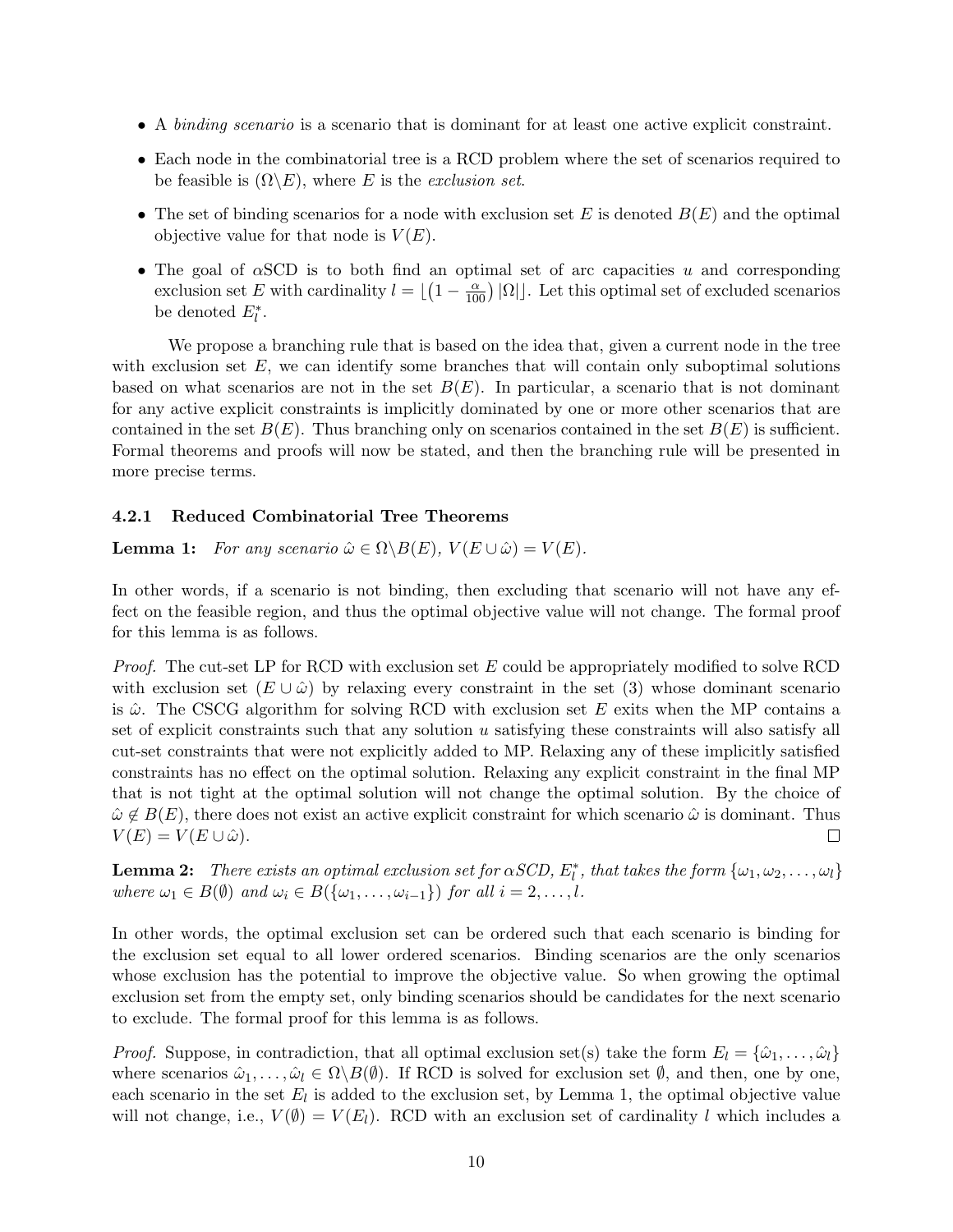- A *binding scenario* is a scenario that is dominant for at least one active explicit constraint.
- Each node in the combinatorial tree is a RCD problem where the set of scenarios required to be feasible is $(\Omega \backslash E)$, where $E$ is the *exclusion set*.
- The set of binding scenarios for a node with exclusion set $E$ is denoted $B(E)$ and the optimal objective value for that node is $V(E)$.
- The goal of $\alpha$SCD is to both find an optimal set of arc capacities $u$ and corresponding exclusion set $E$ with cardinality $l = \lfloor \left(1 - \frac{\alpha}{100}\right) |\Omega| \rfloor$. Let this optimal set of excluded scenarios be denoted $E_l^*$.

We propose a branching rule that is based on the idea that, given a current node in the tree with exclusion set $E$, we can identify some branches that will contain only suboptimal solutions based on what scenarios are not in the set $B(E)$. In particular, a scenario that is not dominant for any active explicit constraints is implicitly dominated by one or more other scenarios that are contained in the set $B(E)$. Thus branching only on scenarios contained in the set $B(E)$ is sufficient. Formal theorems and proofs will now be stated, and then the branching rule will be presented in more precise terms.

### 4.2.1 Reduced Combinatorial Tree Theorems

**Lemma 1:** *For any scenario $\hat{\omega} \in \Omega \backslash B(E)$, $V(E \cup \hat{\omega}) = V(E)$.*

In other words, if a scenario is not binding, then excluding that scenario will not have any effect on the feasible region, and thus the optimal objective value will not change. The formal proof for this lemma is as follows.

*Proof.* The cut-set LP for RCD with exclusion set $E$ could be appropriately modified to solve RCD with exclusion set $(E \cup \hat{\omega})$ by relaxing every constraint in the set (3) whose dominant scenario is $\hat{\omega}$. The CSCG algorithm for solving RCD with exclusion set $E$ exits when the MP contains a set of explicit constraints such that any solution $u$ satisfying these constraints will also satisfy all cut-set constraints that were not explicitly added to MP. Relaxing any of these implicitly satisfied constraints has no effect on the optimal solution. Relaxing any explicit constraint in the final MP that is not tight at the optimal solution will not change the optimal solution. By the choice of $\hat{\omega} \notin B(E)$, there does not exist an active explicit constraint for which scenario $\hat{\omega}$ is dominant. Thus $V(E) = V(E \cup \hat{\omega})$. □

**Lemma 2:** *There exists an optimal exclusion set for $\alpha$SCD, $E_l^*$, that takes the form $\{\omega_1, \omega_2, \ldots, \omega_l\}$ where $\omega_1 \in B(\emptyset)$ and $\omega_i \in B(\{\omega_1, \ldots, \omega_{i-1}\})$ for all $i = 2, \ldots, l$.*

In other words, the optimal exclusion set can be ordered such that each scenario is binding for the exclusion set equal to all lower ordered scenarios. Binding scenarios are the only scenarios whose exclusion has the potential to improve the objective value. So when growing the optimal exclusion set from the empty set, only binding scenarios should be candidates for the next scenario to exclude. The formal proof for this lemma is as follows.

*Proof.* Suppose, in contradiction, that all optimal exclusion set(s) take the form $E_l = \{\hat{\omega}_1, \ldots, \hat{\omega}_l\}$ where scenarios $\hat{\omega}_1, \ldots, \hat{\omega}_l \in \Omega \backslash B(\emptyset)$. If RCD is solved for exclusion set $\emptyset$, and then, one by one, each scenario in the set $E_l$ is added to the exclusion set, by Lemma 1, the optimal objective value will not change, i.e., $V(\emptyset) = V(E_l)$. RCD with an exclusion set of cardinality $l$ which includes a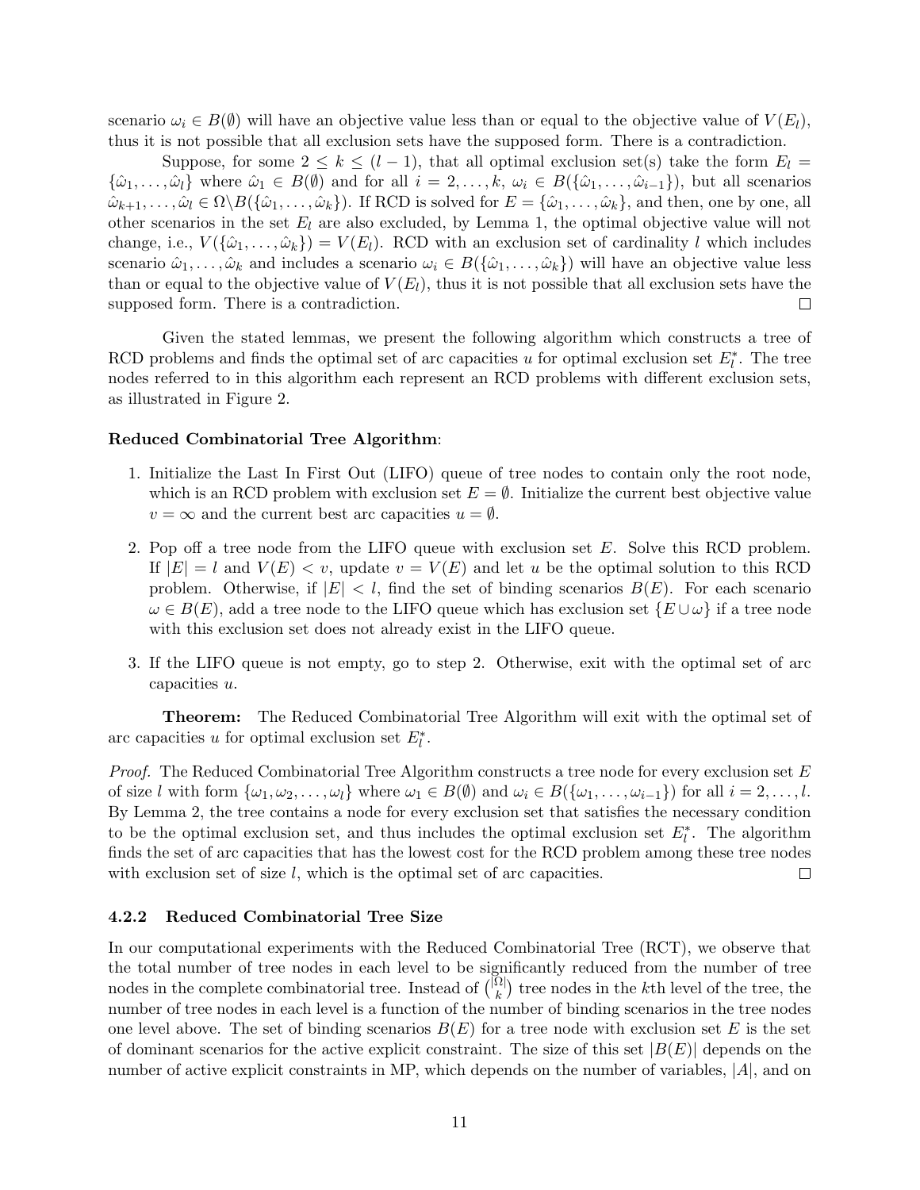scenario $\omega_i \in B(\emptyset)$ will have an objective value less than or equal to the objective value of $V(E_l)$, thus it is not possible that all exclusion sets have the supposed form. There is a contradiction.

Suppose, for some $2 \leq k \leq (l-1)$, that all optimal exclusion set(s) take the form $E_l = \{\hat{\omega}_1, \ldots, \hat{\omega}_l\}$ where $\hat{\omega}_1 \in B(\emptyset)$ and for all $i = 2, \ldots, k$, $\omega_i \in B(\{\hat{\omega}_1, \ldots, \hat{\omega}_{i-1}\})$, but all scenarios $\hat{\omega}_{k+1}, \ldots, \hat{\omega}_l \in \Omega \backslash B(\{\hat{\omega}_1, \ldots, \hat{\omega}_k\})$. If RCD is solved for $E = \{\hat{\omega}_1, \ldots, \hat{\omega}_k\}$, and then, one by one, all other scenarios in the set $E_l$ are also excluded, by Lemma 1, the optimal objective value will not change, i.e., $V(\{\hat{\omega}_1, \ldots, \hat{\omega}_k\}) = V(E_l)$. RCD with an exclusion set of cardinality $l$ which includes scenario $\hat{\omega}_1, \ldots, \hat{\omega}_k$ and includes a scenario $\omega_i \in B(\{\hat{\omega}_1, \ldots, \hat{\omega}_k\})$ will have an objective value less than or equal to the objective value of $V(E_l)$, thus it is not possible that all exclusion sets have the supposed form. There is a contradiction. □

Given the stated lemmas, we present the following algorithm which constructs a tree of RCD problems and finds the optimal set of arc capacities $u$ for optimal exclusion set $E_l^*$. The tree nodes referred to in this algorithm each represent an RCD problems with different exclusion sets, as illustrated in Figure 2.

**Reduced Combinatorial Tree Algorithm**:

1. Initialize the Last In First Out (LIFO) queue of tree nodes to contain only the root node, which is an RCD problem with exclusion set $E = \emptyset$. Initialize the current best objective value $v = \infty$ and the current best arc capacities $u = \emptyset$.
2. Pop off a tree node from the LIFO queue with exclusion set $E$. Solve this RCD problem. If $|E| = l$ and $V(E) < v$, update $v = V(E)$ and let $u$ be the optimal solution to this RCD problem. Otherwise, if $|E| < l$, find the set of binding scenarios $B(E)$. For each scenario $\omega \in B(E)$, add a tree node to the LIFO queue which has exclusion set $\{E \cup \omega\}$ if a tree node with this exclusion set does not already exist in the LIFO queue.
3. If the LIFO queue is not empty, go to step 2. Otherwise, exit with the optimal set of arc capacities $u$.

**Theorem:** The Reduced Combinatorial Tree Algorithm will exit with the optimal set of arc capacities $u$ for optimal exclusion set $E_l^*$.

*Proof.* The Reduced Combinatorial Tree Algorithm constructs a tree node for every exclusion set $E$ of size $l$ with form $\{\omega_1, \omega_2, \ldots, \omega_l\}$ where $\omega_1 \in B(\emptyset)$ and $\omega_i \in B(\{\omega_1, \ldots, \omega_{i-1}\})$ for all $i = 2, \ldots, l$. By Lemma 2, the tree contains a node for every exclusion set that satisfies the necessary condition to be the optimal exclusion set, and thus includes the optimal exclusion set $E_l^*$. The algorithm finds the set of arc capacities that has the lowest cost for the RCD problem among these tree nodes with exclusion set of size $l$, which is the optimal set of arc capacities. □

### 4.2.2 Reduced Combinatorial Tree Size

In our computational experiments with the Reduced Combinatorial Tree (RCT), we observe that the total number of tree nodes in each level to be significantly reduced from the number of tree nodes in the complete combinatorial tree. Instead of $\binom{|\Omega|}{k}$ tree nodes in the $k$th level of the tree, the number of tree nodes in each level is a function of the number of binding scenarios in the tree nodes one level above. The set of binding scenarios $B(E)$ for a tree node with exclusion set $E$ is the set of dominant scenarios for the active explicit constraint. The size of this set $|B(E)|$ depends on the number of active explicit constraints in MP, which depends on the number of variables, $|A|$, and on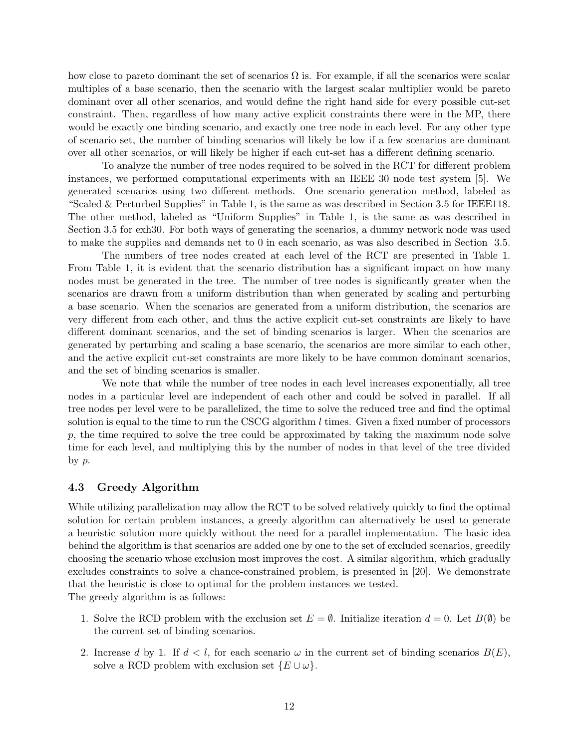how close to pareto dominant the set of scenarios $\Omega$ is. For example, if all the scenarios were scalar multiples of a base scenario, then the scenario with the largest scalar multiplier would be pareto dominant over all other scenarios, and would define the right hand side for every possible cut-set constraint. Then, regardless of how many active explicit constraints there were in the MP, there would be exactly one binding scenario, and exactly one tree node in each level. For any other type of scenario set, the number of binding scenarios will likely be low if a few scenarios are dominant over all other scenarios, or will likely be higher if each cut-set has a different defining scenario.

To analyze the number of tree nodes required to be solved in the RCT for different problem instances, we performed computational experiments with an IEEE 30 node test system [5]. We generated scenarios using two different methods. One scenario generation method, labeled as "Scaled & Perturbed Supplies" in Table 1, is the same as was described in Section 3.5 for IEEE118. The other method, labeled as "Uniform Supplies" in Table 1, is the same as was described in Section 3.5 for exh30. For both ways of generating the scenarios, a dummy network node was used to make the supplies and demands net to 0 in each scenario, as was also described in Section 3.5.

The numbers of tree nodes created at each level of the RCT are presented in Table 1. From Table 1, it is evident that the scenario distribution has a significant impact on how many nodes must be generated in the tree. The number of tree nodes is significantly greater when the scenarios are drawn from a uniform distribution than when generated by scaling and perturbing a base scenario. When the scenarios are generated from a uniform distribution, the scenarios are very different from each other, and thus the active explicit cut-set constraints are likely to have different dominant scenarios, and the set of binding scenarios is larger. When the scenarios are generated by perturbing and scaling a base scenario, the scenarios are more similar to each other, and the active explicit cut-set constraints are more likely to be have common dominant scenarios, and the set of binding scenarios is smaller.

We note that while the number of tree nodes in each level increases exponentially, all tree nodes in a particular level are independent of each other and could be solved in parallel. If all tree nodes per level were to be parallelized, the time to solve the reduced tree and find the optimal solution is equal to the time to run the CSCG algorithm $l$ times. Given a fixed number of processors $p$, the time required to solve the tree could be approximated by taking the maximum node solve time for each level, and multiplying this by the number of nodes in that level of the tree divided by $p$.

### 4.3 Greedy Algorithm

While utilizing parallelization may allow the RCT to be solved relatively quickly to find the optimal solution for certain problem instances, a greedy algorithm can alternatively be used to generate a heuristic solution more quickly without the need for a parallel implementation. The basic idea behind the algorithm is that scenarios are added one by one to the set of excluded scenarios, greedily choosing the scenario whose exclusion most improves the cost. A similar algorithm, which gradually excludes constraints to solve a chance-constrained problem, is presented in [20]. We demonstrate that the heuristic is close to optimal for the problem instances we tested.
The greedy algorithm is as follows:

1. Solve the RCD problem with the exclusion set $E = \emptyset$. Initialize iteration $d = 0$. Let $B(\emptyset)$ be the current set of binding scenarios.
2. Increase $d$ by 1. If $d < l$, for each scenario $\omega$ in the current set of binding scenarios $B(E)$, solve a RCD problem with exclusion set $\{E \cup \omega\}$.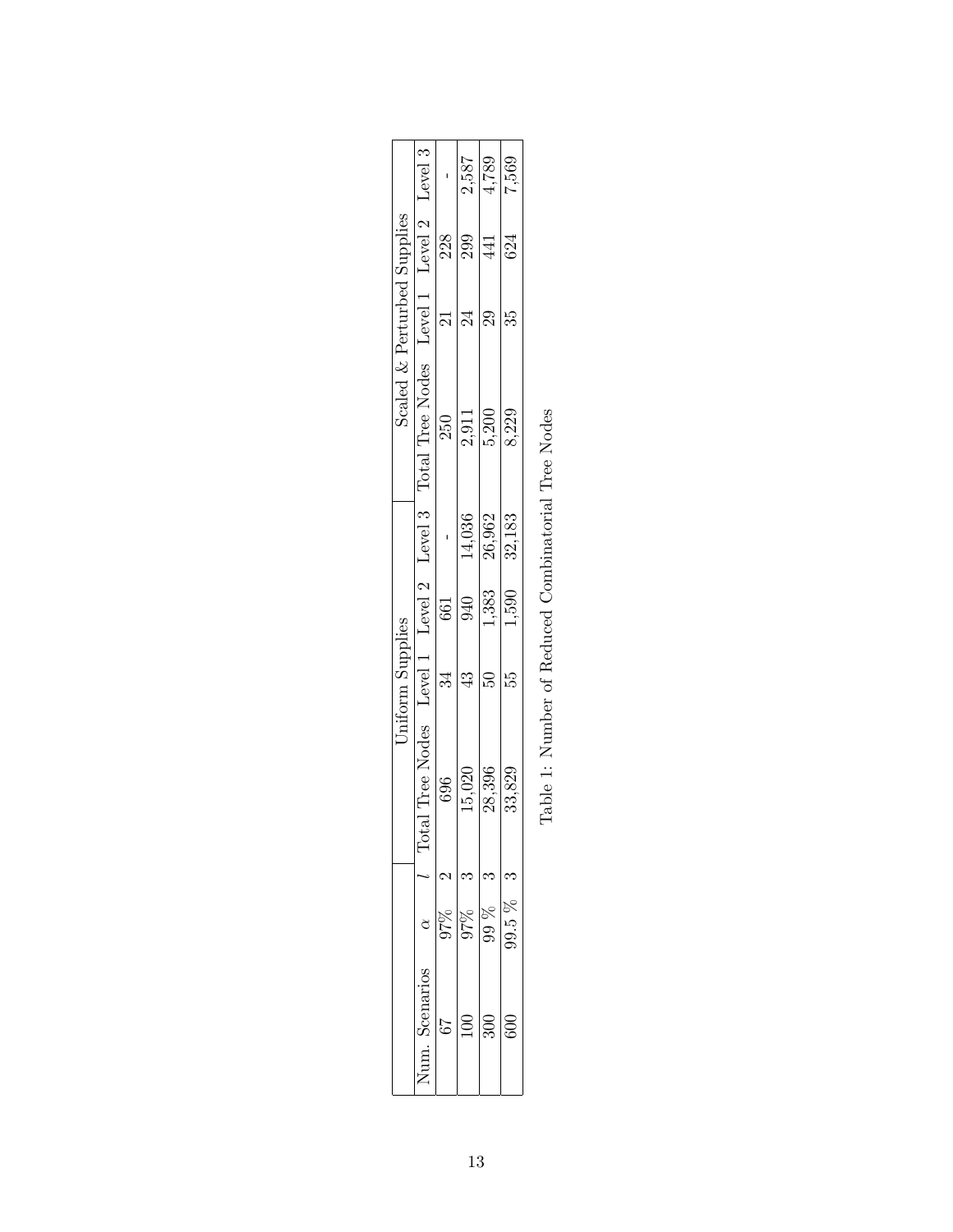| | | | Uniform Supplies | | | | Scaled & Perturbed Supplies | | | |
|---|---|---|---|---|---|---|---|---|---|---|
| Num. Scenarios | $\alpha$ | $l$ | Total Tree Nodes | Level 1 | Level 2 | Level 3 | Total Tree Nodes | Level 1 | Level 2 | Level 3 |
| 67 | 97% | 2 | 696 | 34 | 661 | - | 250 | 21 | 228 | - |
| 100 | 97% | 3 | 15,020 | 43 | 940 | 14,036 | 2,911 | 24 | 299 | 2,587 |
| 300 | 99 % | 3 | 28,396 | 50 | 1,383 | 26,962 | 5,200 | 29 | 441 | 4,789 |
| 600 | 99.5 % | 3 | 33,829 | 55 | 1,590 | 32,183 | 8,229 | 35 | 624 | 7,569 |

Table 1: Number of Reduced Combinatorial Tree Nodes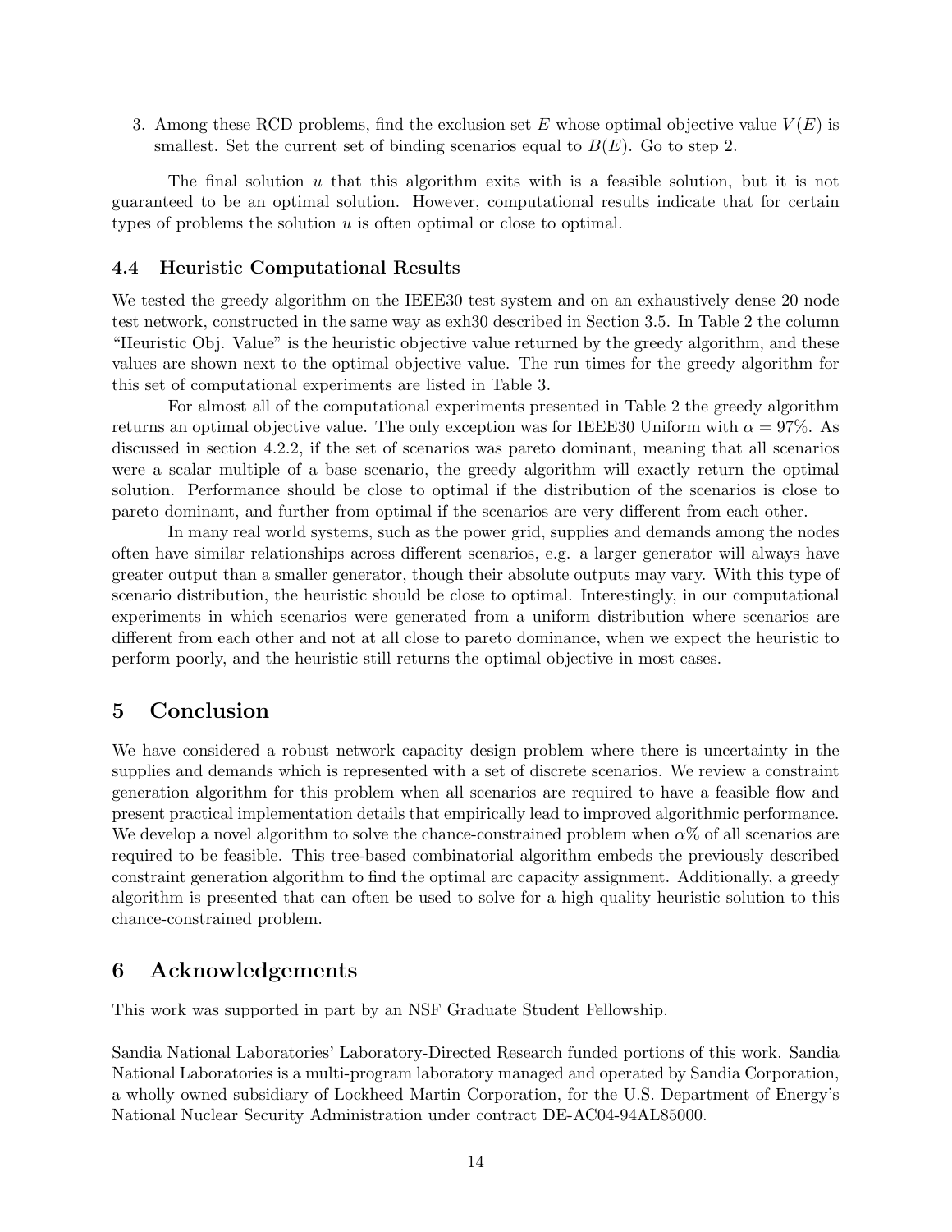3. Among these RCD problems, find the exclusion set $E$ whose optimal objective value $V(E)$ is smallest. Set the current set of binding scenarios equal to $B(E)$. Go to step 2.

The final solution $u$ that this algorithm exits with is a feasible solution, but it is not guaranteed to be an optimal solution. However, computational results indicate that for certain types of problems the solution $u$ is often optimal or close to optimal.

### 4.4 Heuristic Computational Results

We tested the greedy algorithm on the IEEE30 test system and on an exhaustively dense 20 node test network, constructed in the same way as exh30 described in Section 3.5. In Table 2 the column "Heuristic Obj. Value" is the heuristic objective value returned by the greedy algorithm, and these values are shown next to the optimal objective value. The run times for the greedy algorithm for this set of computational experiments are listed in Table 3.

For almost all of the computational experiments presented in Table 2 the greedy algorithm returns an optimal objective value. The only exception was for IEEE30 Uniform with $\alpha = 97\%$. As discussed in section 4.2.2, if the set of scenarios was pareto dominant, meaning that all scenarios were a scalar multiple of a base scenario, the greedy algorithm will exactly return the optimal solution. Performance should be close to optimal if the distribution of the scenarios is close to pareto dominant, and further from optimal if the scenarios are very different from each other.

In many real world systems, such as the power grid, supplies and demands among the nodes often have similar relationships across different scenarios, e.g. a larger generator will always have greater output than a smaller generator, though their absolute outputs may vary. With this type of scenario distribution, the heuristic should be close to optimal. Interestingly, in our computational experiments in which scenarios were generated from a uniform distribution where scenarios are different from each other and not at all close to pareto dominance, when we expect the heuristic to perform poorly, and the heuristic still returns the optimal objective in most cases.

## 5 Conclusion

We have considered a robust network capacity design problem where there is uncertainty in the supplies and demands which is represented with a set of discrete scenarios. We review a constraint generation algorithm for this problem when all scenarios are required to have a feasible flow and present practical implementation details that empirically lead to improved algorithmic performance. We develop a novel algorithm to solve the chance-constrained problem when $\alpha\%$ of all scenarios are required to be feasible. This tree-based combinatorial algorithm embeds the previously described constraint generation algorithm to find the optimal arc capacity assignment. Additionally, a greedy algorithm is presented that can often be used to solve for a high quality heuristic solution to this chance-constrained problem.

## 6 Acknowledgements

This work was supported in part by an NSF Graduate Student Fellowship.

Sandia National Laboratories' Laboratory-Directed Research funded portions of this work. Sandia National Laboratories is a multi-program laboratory managed and operated by Sandia Corporation, a wholly owned subsidiary of Lockheed Martin Corporation, for the U.S. Department of Energy's National Nuclear Security Administration under contract DE-AC04-94AL85000.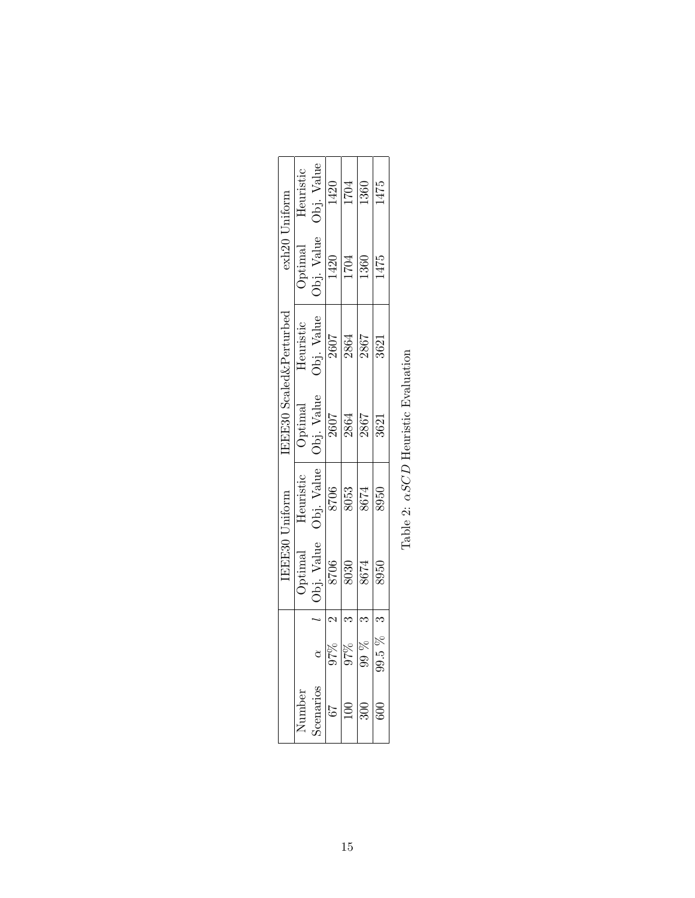| Number Scenarios | $\alpha$ | $l$ | IEEE30 Uniform | | IEEE30 Scaled&Perturbed | | exh20 Uniform | |
|---|---|---|---|---|---|---|---|---|
| | | | Optimal Obj. Value | Heuristic Obj. Value | Optimal Obj. Value | Heuristic Obj. Value | Optimal Obj. Value | Heuristic Obj. Value |
| 67 | 97% | 2 | 8706 | 8706 | 2607 | 2607 | 1420 | 1420 |
| 100 | 97% | 3 | 8030 | 8053 | 2864 | 2864 | 1704 | 1704 |
| 300 | 99 % | 3 | 8674 | 8674 | 2867 | 2867 | 1360 | 1360 |
| 600 | 99.5 % | 3 | 8950 | 8950 | 3621 | 3621 | 1475 | 1475 |

Table 2: $\alpha SCD$ Heuristic Evaluation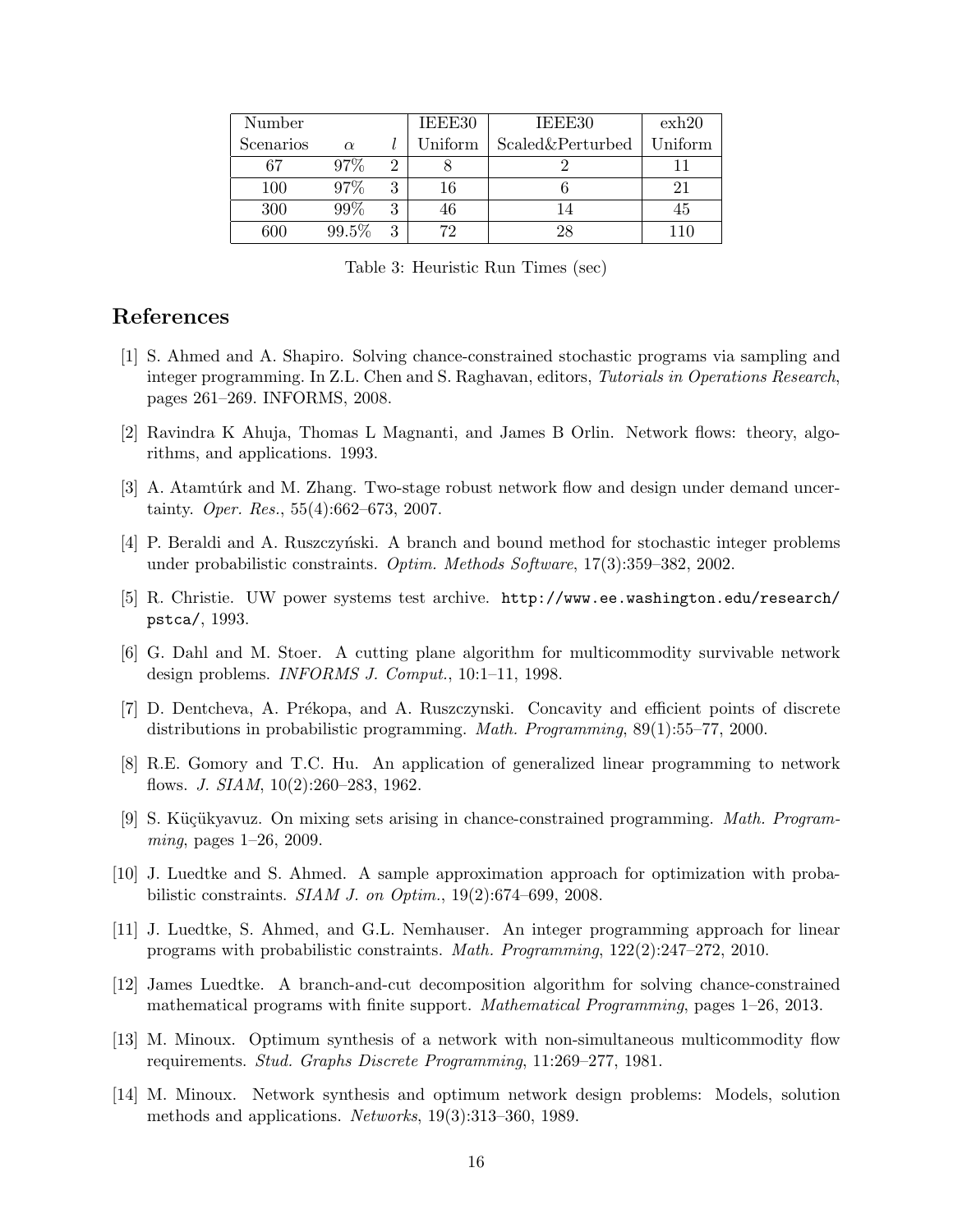| Number Scenarios | $\alpha$ | $l$ | IEEE30 Uniform | IEEE30 Scaled&Perturbed | exh20 Uniform |
|---|---|---|---|---|---|
| 67 | 97% | 2 | 8 | 2 | 11 |
| 100 | 97% | 3 | 16 | 6 | 21 |
| 300 | 99% | 3 | 46 | 14 | 45 |
| 600 | 99.5% | 3 | 72 | 28 | 110 |

Table 3: Heuristic Run Times (sec)

## References

[1] S. Ahmed and A. Shapiro. Solving chance-constrained stochastic programs via sampling and integer programming. In Z.L. Chen and S. Raghavan, editors, *Tutorials in Operations Research*, pages 261–269. INFORMS, 2008.

[2] Ravindra K Ahuja, Thomas L Magnanti, and James B Orlin. Network flows: theory, algorithms, and applications. 1993.

[3] A. Atamtúrk and M. Zhang. Two-stage robust network flow and design under demand uncertainty. *Oper. Res.*, 55(4):662–673, 2007.

[4] P. Beraldi and A. Ruszczyński. A branch and bound method for stochastic integer problems under probabilistic constraints. *Optim. Methods Software*, 17(3):359–382, 2002.

[5] R. Christie. UW power systems test archive. http://www.ee.washington.edu/research/pstca/, 1993.

[6] G. Dahl and M. Stoer. A cutting plane algorithm for multicommodity survivable network design problems. *INFORMS J. Comput.*, 10:1–11, 1998.

[7] D. Dentcheva, A. Prékopa, and A. Ruszczynski. Concavity and efficient points of discrete distributions in probabilistic programming. *Math. Programming*, 89(1):55–77, 2000.

[8] R.E. Gomory and T.C. Hu. An application of generalized linear programming to network flows. *J. SIAM*, 10(2):260–283, 1962.

[9] S. Küçükyavuz. On mixing sets arising in chance-constrained programming. *Math. Programming*, pages 1–26, 2009.

[10] J. Luedtke and S. Ahmed. A sample approximation approach for optimization with probabilistic constraints. *SIAM J. on Optim.*, 19(2):674–699, 2008.

[11] J. Luedtke, S. Ahmed, and G.L. Nemhauser. An integer programming approach for linear programs with probabilistic constraints. *Math. Programming*, 122(2):247–272, 2010.

[12] James Luedtke. A branch-and-cut decomposition algorithm for solving chance-constrained mathematical programs with finite support. *Mathematical Programming*, pages 1–26, 2013.

[13] M. Minoux. Optimum synthesis of a network with non-simultaneous multicommodity flow requirements. *Stud. Graphs Discrete Programming*, 11:269–277, 1981.

[14] M. Minoux. Network synthesis and optimum network design problems: Models, solution methods and applications. *Networks*, 19(3):313–360, 1989.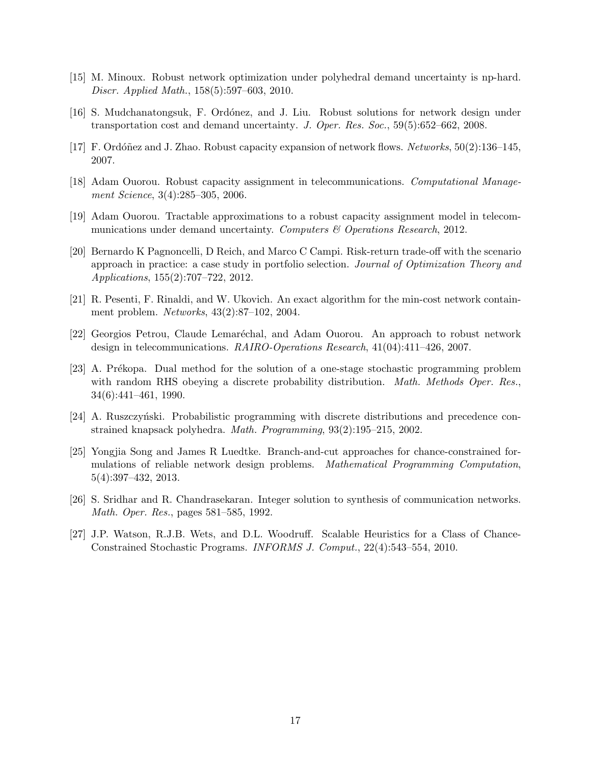[15] M. Minoux. Robust network optimization under polyhedral demand uncertainty is np-hard. *Discr. Applied Math.*, 158(5):597–603, 2010.

[16] S. Mudchanatongsuk, F. Ordónez, and J. Liu. Robust solutions for network design under transportation cost and demand uncertainty. *J. Oper. Res. Soc.*, 59(5):652–662, 2008.

[17] F. Ordóñez and J. Zhao. Robust capacity expansion of network flows. *Networks*, 50(2):136–145, 2007.

[18] Adam Ouorou. Robust capacity assignment in telecommunications. *Computational Management Science*, 3(4):285–305, 2006.

[19] Adam Ouorou. Tractable approximations to a robust capacity assignment model in telecommunications under demand uncertainty. *Computers & Operations Research*, 2012.

[20] Bernardo K Pagnoncelli, D Reich, and Marco C Campi. Risk-return trade-off with the scenario approach in practice: a case study in portfolio selection. *Journal of Optimization Theory and Applications*, 155(2):707–722, 2012.

[21] R. Pesenti, F. Rinaldi, and W. Ukovich. An exact algorithm for the min-cost network containment problem. *Networks*, 43(2):87–102, 2004.

[22] Georgios Petrou, Claude Lemaréchal, and Adam Ouorou. An approach to robust network design in telecommunications. *RAIRO-Operations Research*, 41(04):411–426, 2007.

[23] A. Prékopa. Dual method for the solution of a one-stage stochastic programming problem with random RHS obeying a discrete probability distribution. *Math. Methods Oper. Res.*, 34(6):441–461, 1990.

[24] A. Ruszczyński. Probabilistic programming with discrete distributions and precedence constrained knapsack polyhedra. *Math. Programming*, 93(2):195–215, 2002.

[25] Yongjia Song and James R Luedtke. Branch-and-cut approaches for chance-constrained formulations of reliable network design problems. *Mathematical Programming Computation*, 5(4):397–432, 2013.

[26] S. Sridhar and R. Chandrasekaran. Integer solution to synthesis of communication networks. *Math. Oper. Res.*, pages 581–585, 1992.

[27] J.P. Watson, R.J.B. Wets, and D.L. Woodruff. Scalable Heuristics for a Class of Chance-Constrained Stochastic Programs. *INFORMS J. Comput.*, 22(4):543–554, 2010.